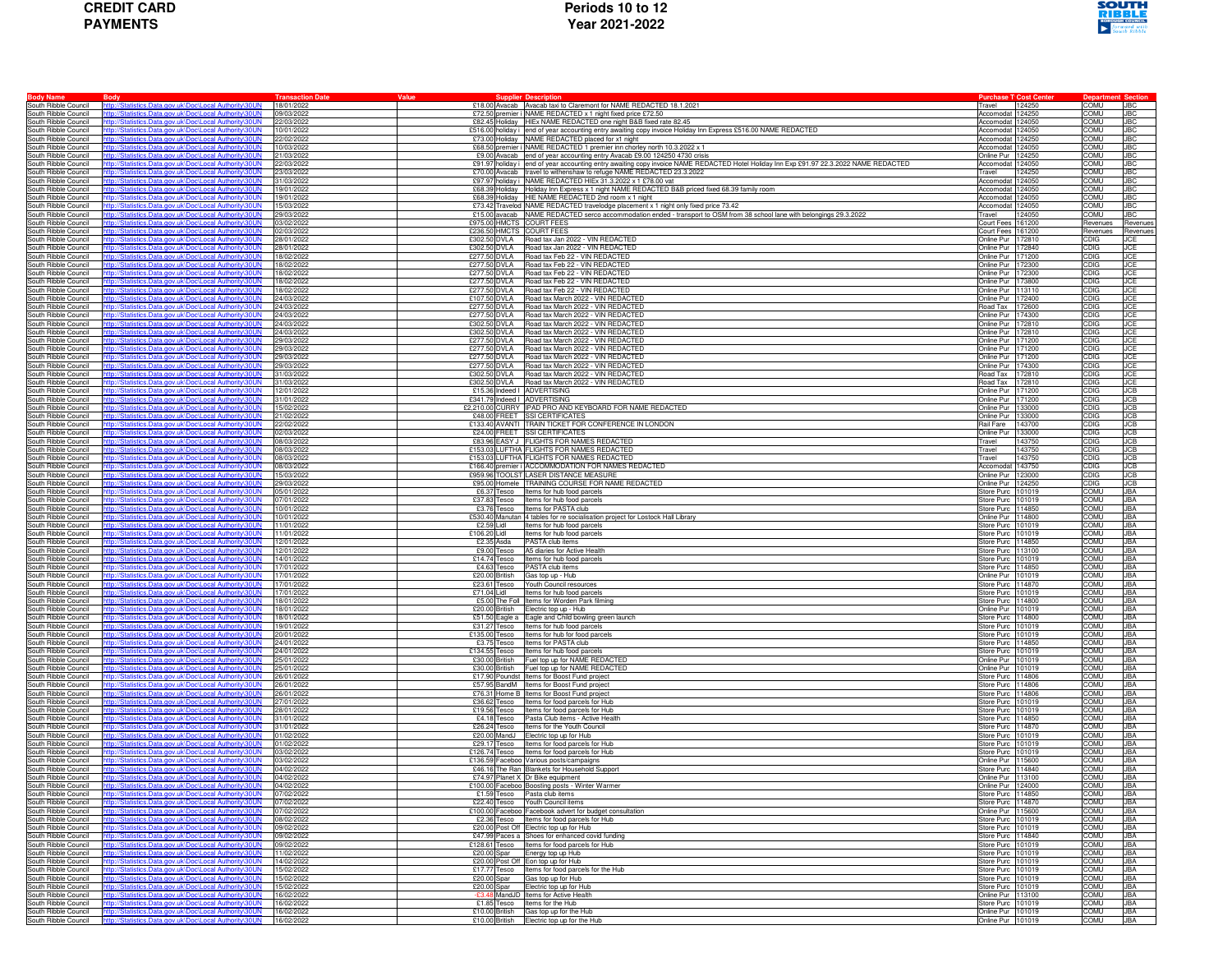# CREDIT CARD PAYMENTS

# Periods 10 to 12 Year 2021-2022

| Body Name | Body | Transaction Date | Value | Supplier | Description | Purchase T | Cost Center | Department | Section |
|---|---|---|---|---|---|---|---|---|---|
| South Ribble Council | http://Statistics.Data.gov.uk/Doc/Local Authority/30UN | 18/01/2022 | £18.00 | Avacab | Avacab taxi to Claremont for NAME REDACTED 18.1.2021 | Travel | 124250 | COMU | JBC |
| South Ribble Council | http://Statistics.Data.gov.uk/Doc/Local Authority/30UN | 09/03/2022 | £72.50 | premier i | NAME REDACTED x 1 night fixed price £72.50 | Accomodat | 124250 | COMU | JBC |
| South Ribble Council | http://Statistics.Data.gov.uk/Doc/Local Authority/30UN | 22/03/2022 | £82.45 | Holiday | HIEx NAME REDACTED one night B&B fixed rate 82.45 | Accomodat | 124050 | COMU | JBC |
| South Ribble Council | http://Statistics.Data.gov.uk/Doc/Local Authority/30UN | 10/01/2022 | £516.00 | holiday i | end of year accounting entry awaiting copy invoice Holiday Inn Express £516.00 NAME REDACTED | Accomodat | 124050 | COMU | JBC |
| South Ribble Council | http://Statistics.Data.gov.uk/Doc/Local Authority/30UN | 22/02/2022 | £73.00 | Holiday | NAME REDACTED placed for x1 night | Accomodat | 124250 | COMU | JBC |
| South Ribble Council | http://Statistics.Data.gov.uk/Doc/Local Authority/30UN | 10/03/2022 | £68.50 | premier i | NAME REDACTED 1 premier inn chorley north 10.3.2022 x 1 | Accomodat | 124050 | COMU | JBC |
| South Ribble Council | http://Statistics.Data.gov.uk/Doc/Local Authority/30UN | 21/03/2022 | £9.00 | Avacab | end of year accounting entry Avacab £9.00 124250 4730 crisis | Online Pur | 124250 | COMU | JBC |
| South Ribble Council | http://Statistics.Data.gov.uk/Doc/Local Authority/30UN | 22/03/2022 | £91.97 | holiday i | end of year accounting entry awaiting copy invoice NAME REDACTED Hotel Holiday Inn Exp £91.97 22.3.2022 NAME REDACTED | Accomodat | 124050 | COMU | JBC |
| South Ribble Council | http://Statistics.Data.gov.uk/Doc/Local Authority/30UN | 23/03/2022 | £70.00 | Avacab | travel to withershaw to refuge NAME REDACTED 23.3.2022 | Travel | 124250 | COMU | JBC |
| South Ribble Council | http://Statistics.Data.gov.uk/Doc/Local Authority/30UN | 31/03/2022 | £97.97 | holiday i | NAME REDACTED HIEx 31.3.2022 x 1 £78.00 vat | Accomodat | 124050 | COMU | JBC |
| South Ribble Council | http://Statistics.Data.gov.uk/Doc/Local Authority/30UN | 19/01/2022 | £68.39 | Holiday | Holiday Inn Express x 1 night NAME REDACTED B&B priced fixed 68.39 family room | Accomodat | 124050 | COMU | JBC |
| South Ribble Council | http://Statistics.Data.gov.uk/Doc/Local Authority/30UN | 19/01/2022 | £68.39 | Holiday | HIE NAME REDACTED 2nd room x 1 night | Accomodat | 124050 | COMU | JBC |
| South Ribble Council | http://Statistics.Data.gov.uk/Doc/Local Authority/30UN | 15/03/2022 | £73.42 | Travelod | NAME REDACTED travelodge placement x 1 night only fixed price 73.42 | Accomodat | 124050 | COMU | JBC |
| South Ribble Council | http://Statistics.Data.gov.uk/Doc/Local Authority/30UN | 29/03/2022 | £15.00 | avacab | NAME REDACTED serco accommodation ended - transport to OSM from 38 school lane with belongings 29.3.2022 | Travel | 124050 | COMU | JBC |
| South Ribble Council | http://Statistics.Data.gov.uk/Doc/Local Authority/30UN | 03/02/2022 | £975.00 | HMCTS | COURT FEES | Court Fees | 161200 | Revenues | Revenues |
| South Ribble Council | http://Statistics.Data.gov.uk/Doc/Local Authority/30UN | 02/03/2022 | £236.50 | HMCTS | COURT FEES | Court Fees | 161200 | Revenues | Revenues |
| South Ribble Council | http://Statistics.Data.gov.uk/Doc/Local Authority/30UN | 28/01/2022 | £302.50 | DVLA | Road tax Jan 2022 - VIN REDACTED | Online Pur | 172810 | CDIG | JCE |
| South Ribble Council | http://Statistics.Data.gov.uk/Doc/Local Authority/30UN | 28/01/2022 | £302.50 | DVLA | Road tax Jan 2022 - VIN REDACTED | Online Pur | 172840 | CDIG | JCE |
| South Ribble Council | http://Statistics.Data.gov.uk/Doc/Local Authority/30UN | 18/02/2022 | £277.50 | DVLA | Road tax Feb 22 - VIN REDACTED | Online Pur | 171200 | CDIG | JCE |
| South Ribble Council | http://Statistics.Data.gov.uk/Doc/Local Authority/30UN | 18/02/2022 | £277.50 | DVLA | Road tax Feb 22 - VIN REDACTED | Online Pur | 172300 | CDIG | JCE |
| South Ribble Council | http://Statistics.Data.gov.uk/Doc/Local Authority/30UN | 18/02/2022 | £277.50 | DVLA | Road tax Feb 22 - VIN REDACTED | Online Pur | 172300 | CDIG | JCE |
| South Ribble Council | http://Statistics.Data.gov.uk/Doc/Local Authority/30UN | 18/02/2022 | £277.50 | DVLA | Road tax Feb 22 - VIN REDACTED | Online Pur | 173800 | CDIG | JCE |
| South Ribble Council | http://Statistics.Data.gov.uk/Doc/Local Authority/30UN | 18/02/2022 | £277.50 | DVLA | Road tax Feb 22 - VIN REDACTED | Online Pur | 113110 | CDIG | JCE |
| South Ribble Council | http://Statistics.Data.gov.uk/Doc/Local Authority/30UN | 24/03/2022 | £107.50 | DVLA | Road tax March 2022 - VIN REDACTED | Online Pur | 172400 | CDIG | JCE |
| South Ribble Council | http://Statistics.Data.gov.uk/Doc/Local Authority/30UN | 24/03/2022 | £277.50 | DVLA | Road tax March 2022 - VIN REDACTED | Road Tax | 172600 | CDIG | JCE |
| South Ribble Council | http://Statistics.Data.gov.uk/Doc/Local Authority/30UN | 24/03/2022 | £277.50 | DVLA | Road tax March 2022 - VIN REDACTED | Online Pur | 174300 | CDIG | JCE |
| South Ribble Council | http://Statistics.Data.gov.uk/Doc/Local Authority/30UN | 24/03/2022 | £302.50 | DVLA | Road tax March 2022 - VIN REDACTED | Online Pur | 172810 | CDIG | JCE |
| South Ribble Council | http://Statistics.Data.gov.uk/Doc/Local Authority/30UN | 24/03/2022 | £302.50 | DVLA | Road tax March 2022 - VIN REDACTED | Online Pur | 172810 | CDIG | JCE |
| South Ribble Council | http://Statistics.Data.gov.uk/Doc/Local Authority/30UN | 29/03/2022 | £277.50 | DVLA | Road tax March 2022 - VIN REDACTED | Online Pur | 171200 | CDIG | JCE |
| South Ribble Council | http://Statistics.Data.gov.uk/Doc/Local Authority/30UN | 29/03/2022 | £277.50 | DVLA | Road tax March 2022 - VIN REDACTED | Online Pur | 171200 | CDIG | JCE |
| South Ribble Council | http://Statistics.Data.gov.uk/Doc/Local Authority/30UN | 29/03/2022 | £277.50 | DVLA | Road tax March 2022 - VIN REDACTED | Online Pur | 171200 | CDIG | JCE |
| South Ribble Council | http://Statistics.Data.gov.uk/Doc/Local Authority/30UN | 29/03/2022 | £277.50 | DVLA | Road tax March 2022 - VIN REDACTED | Online Pur | 174300 | CDIG | JCE |
| South Ribble Council | http://Statistics.Data.gov.uk/Doc/Local Authority/30UN | 31/03/2022 | £302.50 | DVLA | Road tax March 2022 - VIN REDACTED | Road Tax | 172810 | CDIG | JCE |
| South Ribble Council | http://Statistics.Data.gov.uk/Doc/Local Authority/30UN | 31/03/2022 | £302.50 | DVLA | Road tax March 2022 - VIN REDACTED | Road Tax | 172810 | CDIG | JCE |
| South Ribble Council | http://Statistics.Data.gov.uk/Doc/Local Authority/30UN | 12/01/2022 | £15.36 | Indeed I | ADVERTISING | Online Pur | 171200 | CDIG | JCB |
| South Ribble Council | http://Statistics.Data.gov.uk/Doc/Local Authority/30UN | 31/01/2022 | £341.79 | Indeed I | ADVERTISING | Online Pur | 171200 | CDIG | JCB |
| South Ribble Council | http://Statistics.Data.gov.uk/Doc/Local Authority/30UN | 15/02/2022 | £2,210.00 | CURRY | IPAD PRO AND KEYBOARD FOR NAME REDACTED | Online Pur | 133000 | CDIG | JCB |
| South Ribble Council | http://Statistics.Data.gov.uk/Doc/Local Authority/30UN | 21/02/2022 | £48.00 | FREET | SSI CERTIFICATES | Online Pur | 133000 | CDIG | JCB |
| South Ribble Council | http://Statistics.Data.gov.uk/Doc/Local Authority/30UN | 22/02/2022 | £133.40 | AVANTI | TRAIN TICKET FOR CONFERENCE IN LONDON | Rail Fare | 143700 | CDIG | JCB |
| South Ribble Council | http://Statistics.Data.gov.uk/Doc/Local Authority/30UN | 02/03/2022 | £24.00 | FREET | SSI CERTIFICATES | Online Pur | 133000 | CDIG | JCB |
| South Ribble Council | http://Statistics.Data.gov.uk/Doc/Local Authority/30UN | 08/03/2022 | £83.96 | EASY J | FLIGHTS FOR NAMES REDACTED | Travel | 143750 | CDIG | JCB |
| South Ribble Council | http://Statistics.Data.gov.uk/Doc/Local Authority/30UN | 08/03/2022 | £153.03 | LUFTHA | FLIGHTS FOR NAMES REDACTED | Travel | 143750 | CDIG | JCB |
| South Ribble Council | http://Statistics.Data.gov.uk/Doc/Local Authority/30UN | 08/03/2022 | £153.03 | LUFTHA | FLIGHTS FOR NAMES REDACTED | Travel | 143750 | CDIG | JCB |
| South Ribble Council | http://Statistics.Data.gov.uk/Doc/Local Authority/30UN | 08/03/2022 | £166.40 | premier i | ACCOMMODATION FOR NAMES REDACTED | Accomodat | 143750 | CDIG | JCB |
| South Ribble Council | http://Statistics.Data.gov.uk/Doc/Local Authority/30UN | 15/03/2022 | £959.96 | TOOLST | LASER DISTANCE MEASURE | Online Pur | 123000 | CDIG | JCB |
| South Ribble Council | http://Statistics.Data.gov.uk/Doc/Local Authority/30UN | 29/03/2022 | £95.00 | Homele | TRAINING COURSE FOR NAME REDACTED | Online Pur | 124250 | CDIG | JCB |
| South Ribble Council | http://Statistics.Data.gov.uk/Doc/Local Authority/30UN | 05/01/2022 | £6.37 | Tesco | Items for hub food parcels | Store Purc | 101019 | COMU | JBA |
| South Ribble Council | http://Statistics.Data.gov.uk/Doc/Local Authority/30UN | 07/01/2022 | £37.83 | Tesco | Items for hub food parcels | Store Purc | 101019 | COMU | JBA |
| South Ribble Council | http://Statistics.Data.gov.uk/Doc/Local Authority/30UN | 10/01/2022 | £3.76 | Tesco | Items for PASTA club | Store Purc | 114850 | COMU | JBA |
| South Ribble Council | http://Statistics.Data.gov.uk/Doc/Local Authority/30UN | 10/01/2022 | £530.40 | Manutan | 4 tables for re socialisation project for Lostock Hall Library | Online Pur | 114800 | COMU | JBA |
| South Ribble Council | http://Statistics.Data.gov.uk/Doc/Local Authority/30UN | 11/01/2022 | £2.59 | Lidl | Items for hub food parcels | Store Purc | 101019 | COMU | JBA |
| South Ribble Council | http://Statistics.Data.gov.uk/Doc/Local Authority/30UN | 11/01/2022 | £106.20 | Lidl | Items for hub food parcels | Store Purc | 101019 | COMU | JBA |
| South Ribble Council | http://Statistics.Data.gov.uk/Doc/Local Authority/30UN | 12/01/2022 | £2.35 | Asda | PASTA club items | Store Purc | 114850 | COMU | JBA |
| South Ribble Council | http://Statistics.Data.gov.uk/Doc/Local Authority/30UN | 12/01/2022 | £9.00 | Tesco | A5 diaries for Active Health | Store Purc | 113100 | COMU | JBA |
| South Ribble Council | http://Statistics.Data.gov.uk/Doc/Local Authority/30UN | 14/01/2022 | £14.74 | Tesco | Items for hub food parcels | Store Purc | 101019 | COMU | JBA |
| South Ribble Council | http://Statistics.Data.gov.uk/Doc/Local Authority/30UN | 17/01/2022 | £4.63 | Tesco | PASTA club items | Store Purc | 114850 | COMU | JBA |
| South Ribble Council | http://Statistics.Data.gov.uk/Doc/Local Authority/30UN | 17/01/2022 | £20.00 | British | Gas top up - Hub | Online Pur | 101019 | COMU | JBA |
| South Ribble Council | http://Statistics.Data.gov.uk/Doc/Local Authority/30UN | 17/01/2022 | £23.61 | Tesco | Youth Council resources | Store Purc | 114870 | COMU | JBA |
| South Ribble Council | http://Statistics.Data.gov.uk/Doc/Local Authority/30UN | 17/01/2022 | £71.04 | Lidl | Items for hub food parcels | Store Purc | 101019 | COMU | JBA |
| South Ribble Council | http://Statistics.Data.gov.uk/Doc/Local Authority/30UN | 18/01/2022 | £5.00 | The Foll | Items for Worden Park filming | Store Purc | 114800 | COMU | JBA |
| South Ribble Council | http://Statistics.Data.gov.uk/Doc/Local Authority/30UN | 18/01/2022 | £20.00 | British | Electric top up - Hub | Online Pur | 101019 | COMU | JBA |
| South Ribble Council | http://Statistics.Data.gov.uk/Doc/Local Authority/30UN | 18/01/2022 | £51.50 | Eagle a | Eagle and Child bowling green launch | Store Purc | 114800 | COMU | JBA |
| South Ribble Council | http://Statistics.Data.gov.uk/Doc/Local Authority/30UN | 19/01/2022 | £31.27 | Tesco | Items for hub food parcels | Store Purc | 101019 | COMU | JBA |
| South Ribble Council | http://Statistics.Data.gov.uk/Doc/Local Authority/30UN | 20/01/2022 | £135.00 | Tesco | Items for hub for food parcels | Store Purc | 101019 | COMU | JBA |
| South Ribble Council | http://Statistics.Data.gov.uk/Doc/Local Authority/30UN | 24/01/2022 | £3.75 | Tesco | Items for PASTA club | Store Purc | 114850 | COMU | JBA |
| South Ribble Council | http://Statistics.Data.gov.uk/Doc/Local Authority/30UN | 24/01/2022 | £134.55 | Tesco | Items for hub food parcels | Store Purc | 101019 | COMU | JBA |
| South Ribble Council | http://Statistics.Data.gov.uk/Doc/Local Authority/30UN | 25/01/2022 | £30.00 | British | Fuel top up for NAME REDACTED | Online Pur | 101019 | COMU | JBA |
| South Ribble Council | http://Statistics.Data.gov.uk/Doc/Local Authority/30UN | 25/01/2022 | £30.00 | British | Fuel top up for NAME REDACTED | Online Pur | 101019 | COMU | JBA |
| South Ribble Council | http://Statistics.Data.gov.uk/Doc/Local Authority/30UN | 26/01/2022 | £17.90 | Poundst | Items for Boost Fund project | Store Purc | 114806 | COMU | JBA |
| South Ribble Council | http://Statistics.Data.gov.uk/Doc/Local Authority/30UN | 26/01/2022 | £57.95 | BandM | Items for Boost Fund project | Store Purc | 114806 | COMU | JBA |
| South Ribble Council | http://Statistics.Data.gov.uk/Doc/Local Authority/30UN | 26/01/2022 | £76.31 | Home B | Items for Boost Fund project | Store Purc | 114806 | COMU | JBA |
| South Ribble Council | http://Statistics.Data.gov.uk/Doc/Local Authority/30UN | 27/01/2022 | £36.62 | Tesco | Items for food parcels for Hub | Store Purc | 101019 | COMU | JBA |
| South Ribble Council | http://Statistics.Data.gov.uk/Doc/Local Authority/30UN | 28/01/2022 | £19.56 | Tesco | Items for food parcels for Hub | Store Purc | 101019 | COMU | JBA |
| South Ribble Council | http://Statistics.Data.gov.uk/Doc/Local Authority/30UN | 31/01/2022 | £4.18 | Tesco | Pasta Club items - Active Health | Store Purc | 114850 | COMU | JBA |
| South Ribble Council | http://Statistics.Data.gov.uk/Doc/Local Authority/30UN | 31/01/2022 | £26.24 | Tesco | Items for the Youth Council | Store Purc | 114870 | COMU | JBA |
| South Ribble Council | http://Statistics.Data.gov.uk/Doc/Local Authority/30UN | 01/02/2022 | £20.00 | MandJ | Electric top up for Hub | Store Purc | 101019 | COMU | JBA |
| South Ribble Council | http://Statistics.Data.gov.uk/Doc/Local Authority/30UN | 01/02/2022 | £29.17 | Tesco | Items for food parcels for Hub | Store Purc | 101019 | COMU | JBA |
| South Ribble Council | http://Statistics.Data.gov.uk/Doc/Local Authority/30UN | 03/02/2022 | £126.74 | Tesco | Items for food parcels for Hub | Store Purc | 101019 | COMU | JBA |
| South Ribble Council | http://Statistics.Data.gov.uk/Doc/Local Authority/30UN | 03/02/2022 | £136.59 | Faceboo | Various posts/campaigns | Online Pur | 115600 | COMU | JBA |
| South Ribble Council | http://Statistics.Data.gov.uk/Doc/Local Authority/30UN | 04/02/2022 | £46.16 | The Ran | Blankets for Household Support | Store Purc | 114840 | COMU | JBA |
| South Ribble Council | http://Statistics.Data.gov.uk/Doc/Local Authority/30UN | 04/02/2022 | £74.97 | Planet X | Dr Bike equipment | Online Pur | 113100 | COMU | JBA |
| South Ribble Council | http://Statistics.Data.gov.uk/Doc/Local Authority/30UN | 04/02/2022 | £100.00 | Faceboo | Boosting posts - Winter Warmer | Online Pur | 124000 | COMU | JBA |
| South Ribble Council | http://Statistics.Data.gov.uk/Doc/Local Authority/30UN | 07/02/2022 | £1.59 | Tesco | Pasta club items | Store Purc | 114850 | COMU | JBA |
| South Ribble Council | http://Statistics.Data.gov.uk/Doc/Local Authority/30UN | 07/02/2022 | £22.40 | Tesco | Youth Council items | Store Purc | 114870 | COMU | JBA |
| South Ribble Council | http://Statistics.Data.gov.uk/Doc/Local Authority/30UN | 07/02/2022 | £100.00 | Faceboo | Facebook advert for budget consultation | Online Pur | 115600 | COMU | JBA |
| South Ribble Council | http://Statistics.Data.gov.uk/Doc/Local Authority/30UN | 08/02/2022 | £2.36 | Tesco | Items for food parcels for Hub | Store Purc | 101019 | COMU | JBA |
| South Ribble Council | http://Statistics.Data.gov.uk/Doc/Local Authority/30UN | 09/02/2022 | £20.00 | Post Off | Electric top up for Hub | Store Purc | 101019 | COMU | JBA |
| South Ribble Council | http://Statistics.Data.gov.uk/Doc/Local Authority/30UN | 09/02/2022 | £47.99 | Paces a | Shoes for enhanced covid funding | Store Purc | 114840 | COMU | JBA |
| South Ribble Council | http://Statistics.Data.gov.uk/Doc/Local Authority/30UN | 09/02/2022 | £128.61 | Tesco | Items for food parcels for Hub | Store Purc | 101019 | COMU | JBA |
| South Ribble Council | http://Statistics.Data.gov.uk/Doc/Local Authority/30UN | 11/02/2022 | £20.00 | Spar | Energy top up Hub | Store Purc | 101019 | COMU | JBA |
| South Ribble Council | http://Statistics.Data.gov.uk/Doc/Local Authority/30UN | 14/02/2022 | £20.00 | Post Off | Eon top up for Hub | Store Purc | 101019 | COMU | JBA |
| South Ribble Council | http://Statistics.Data.gov.uk/Doc/Local Authority/30UN | 15/02/2022 | £17.77 | Tesco | Items for food parcels for the Hub | Store Purc | 101019 | COMU | JBA |
| South Ribble Council | http://Statistics.Data.gov.uk/Doc/Local Authority/30UN | 15/02/2022 | £20.00 | Spar | Gas top up for Hub | Store Purc | 101019 | COMU | JBA |
| South Ribble Council | http://Statistics.Data.gov.uk/Doc/Local Authority/30UN | 15/02/2022 | £20.00 | Spar | Electric top up for Hub | Store Purc | 101019 | COMU | JBA |
| South Ribble Council | http://Statistics.Data.gov.uk/Doc/Local Authority/30UN | 16/02/2022 | -£3.48 | MandJD | Items for Active Health | Online Pur | 113100 | COMU | JBA |
| South Ribble Council | http://Statistics.Data.gov.uk/Doc/Local Authority/30UN | 16/02/2022 | £1.85 | Tesco | Items for the Hub | Store Purc | 101019 | COMU | JBA |
| South Ribble Council | http://Statistics.Data.gov.uk/Doc/Local Authority/30UN | 16/02/2022 | £10.00 | British | Gas top up for the Hub | Online Pur | 101019 | COMU | JBA |
| South Ribble Council | http://Statistics.Data.gov.uk/Doc/Local Authority/30UN | 16/02/2022 | £10.00 | British | Electric top up for the Hub | Online Pur | 101019 | COMU | JBA |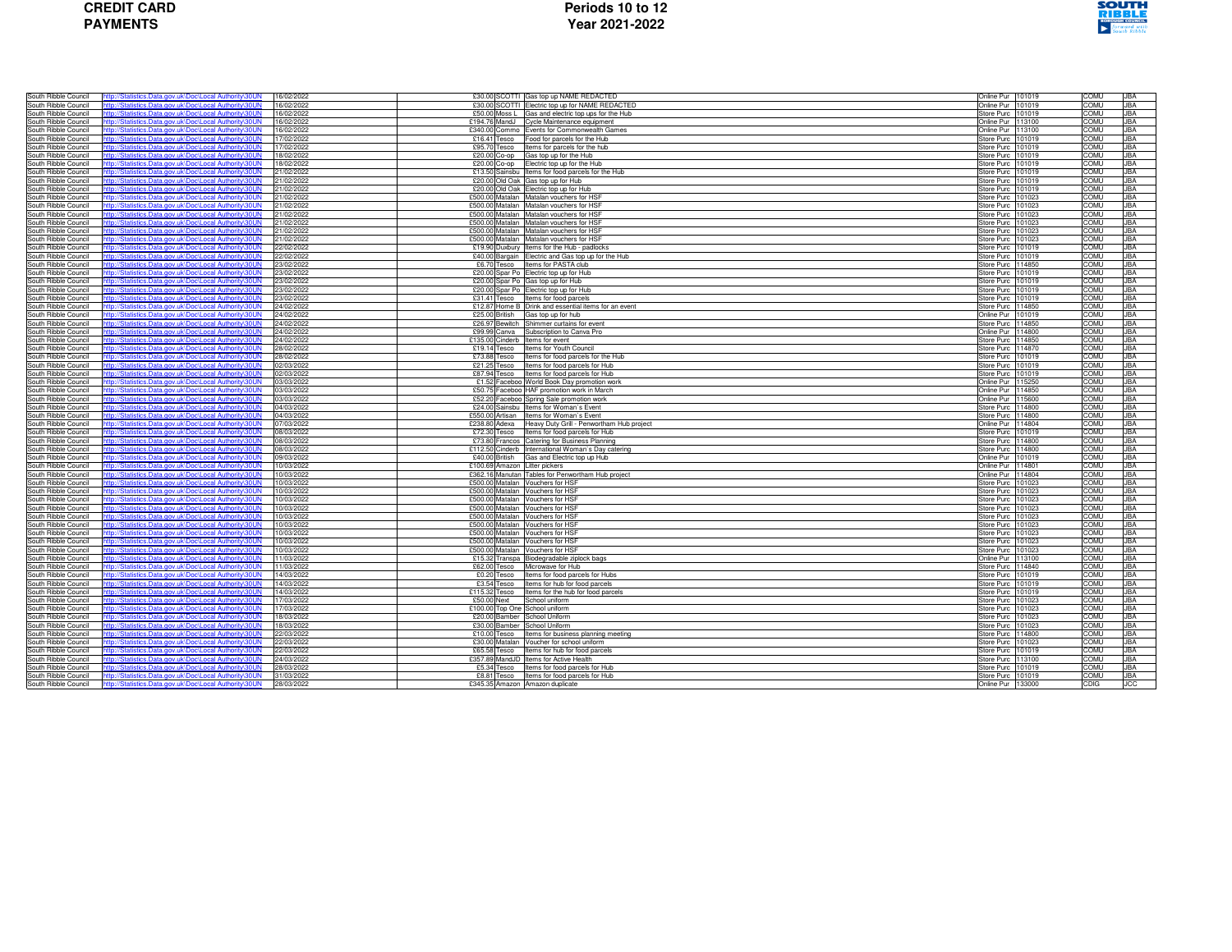# CREDIT CARD PAYMENTS

## Periods 10 to 12 Year 2021-2022

| | | | | | | | | | | |
|---|---|---|---|---|---|---|---|---|---|---|
| South Ribble Council | http://Statistics.Data.gov.uk\Doc\Local Authority\30UN | 16/02/2022 | | £30.00 | SCOTTI | Gas top up NAME REDACTED | Online Pur | 101019 | COMU | JBA |
| South Ribble Council | http://Statistics.Data.gov.uk\Doc\Local Authority\30UN | 16/02/2022 | | £30.00 | SCOTTI | Electric top up for NAME REDACTED | Online Pur | 101019 | COMU | JBA |
| South Ribble Council | http://Statistics.Data.gov.uk\Doc\Local Authority\30UN | 16/02/2022 | | £50.00 | Moss L | Gas and electric top ups for the Hub | Store Purc | 101019 | COMU | JBA |
| South Ribble Council | http://Statistics.Data.gov.uk\Doc\Local Authority\30UN | 16/02/2022 | | £194.76 | MandJ | Cycle Maintenance equipment | Online Pur | 113100 | COMU | JBA |
| South Ribble Council | http://Statistics.Data.gov.uk\Doc\Local Authority\30UN | 16/02/2022 | | £340.00 | Commo | Events for Commonwealth Games | Online Pur | 113100 | COMU | JBA |
| South Ribble Council | http://Statistics.Data.gov.uk\Doc\Local Authority\30UN | 17/02/2022 | | £16.41 | Tesco | Food for parcels for the Hub | Store Purc | 101019 | COMU | JBA |
| South Ribble Council | http://Statistics.Data.gov.uk\Doc\Local Authority\30UN | 17/02/2022 | | £95.70 | Tesco | Items for parcels for the hub | Store Purc | 101019 | COMU | JBA |
| South Ribble Council | http://Statistics.Data.gov.uk\Doc\Local Authority\30UN | 18/02/2022 | | £20.00 | Co-op | Gas top up for the Hub | Store Purc | 101019 | COMU | JBA |
| South Ribble Council | http://Statistics.Data.gov.uk\Doc\Local Authority\30UN | 18/02/2022 | | £20.00 | Co-op | Electric top up for the Hub | Store Purc | 101019 | COMU | JBA |
| South Ribble Council | http://Statistics.Data.gov.uk\Doc\Local Authority\30UN | 21/02/2022 | | £13.50 | Sainsbu | Items for food parcels for the Hub | Store Purc | 101019 | COMU | JBA |
| South Ribble Council | http://Statistics.Data.gov.uk\Doc\Local Authority\30UN | 21/02/2022 | | £20.00 | Old Oak | Gas top up for Hub | Store Purc | 101019 | COMU | JBA |
| South Ribble Council | http://Statistics.Data.gov.uk\Doc\Local Authority\30UN | 21/02/2022 | | £20.00 | Old Oak | Electric top up for Hub | Store Purc | 101019 | COMU | JBA |
| South Ribble Council | http://Statistics.Data.gov.uk\Doc\Local Authority\30UN | 21/02/2022 | | £500.00 | Matalan | Matalan vouchers for HSF | Store Purc | 101023 | COMU | JBA |
| South Ribble Council | http://Statistics.Data.gov.uk\Doc\Local Authority\30UN | 21/02/2022 | | £500.00 | Matalan | Matalan vouchers for HSF | Store Purc | 101023 | COMU | JBA |
| South Ribble Council | http://Statistics.Data.gov.uk\Doc\Local Authority\30UN | 21/02/2022 | | £500.00 | Matalan | Matalan vouchers for HSF | Store Purc | 101023 | COMU | JBA |
| South Ribble Council | http://Statistics.Data.gov.uk\Doc\Local Authority\30UN | 21/02/2022 | | £500.00 | Matalan | Matalan vouchers for HSF | Store Purc | 101023 | COMU | JBA |
| South Ribble Council | http://Statistics.Data.gov.uk\Doc\Local Authority\30UN | 21/02/2022 | | £500.00 | Matalan | Matalan vouchers for HSF | Store Purc | 101023 | COMU | JBA |
| South Ribble Council | http://Statistics.Data.gov.uk\Doc\Local Authority\30UN | 21/02/2022 | | £500.00 | Matalan | Matalan vouchers for HSF | Store Purc | 101023 | COMU | JBA |
| South Ribble Council | http://Statistics.Data.gov.uk\Doc\Local Authority\30UN | 22/02/2022 | | £19.90 | Duxbury | Items for the Hub - padlocks | Store Purc | 101019 | COMU | JBA |
| South Ribble Council | http://Statistics.Data.gov.uk\Doc\Local Authority\30UN | 22/02/2022 | | £40.00 | Bargain | Electric and Gas top up for the Hub | Store Purc | 101019 | COMU | JBA |
| South Ribble Council | http://Statistics.Data.gov.uk\Doc\Local Authority\30UN | 23/02/2022 | | £6.70 | Tesco | Items for PASTA club | Store Purc | 114850 | COMU | JBA |
| South Ribble Council | http://Statistics.Data.gov.uk\Doc\Local Authority\30UN | 23/02/2022 | | £20.00 | Spar Po | Electric top up for Hub | Store Purc | 101019 | COMU | JBA |
| South Ribble Council | http://Statistics.Data.gov.uk\Doc\Local Authority\30UN | 23/02/2022 | | £20.00 | Spar Po | Gas top up for Hub | Store Purc | 101019 | COMU | JBA |
| South Ribble Council | http://Statistics.Data.gov.uk\Doc\Local Authority\30UN | 23/02/2022 | | £20.00 | Spar Po | Electric top up for Hub | Store Purc | 101019 | COMU | JBA |
| South Ribble Council | http://Statistics.Data.gov.uk\Doc\Local Authority\30UN | 23/02/2022 | | £31.41 | Tesco | Items for food parcels | Store Purc | 101019 | COMU | JBA |
| South Ribble Council | http://Statistics.Data.gov.uk\Doc\Local Authority\30UN | 24/02/2022 | | £12.87 | Home B | Drink and essential items for an event | Store Purc | 114850 | COMU | JBA |
| South Ribble Council | http://Statistics.Data.gov.uk\Doc\Local Authority\30UN | 24/02/2022 | | £25.00 | British | Gas top up for hub | Online Pur | 101019 | COMU | JBA |
| South Ribble Council | http://Statistics.Data.gov.uk\Doc\Local Authority\30UN | 24/02/2022 | | £26.97 | Bewitch | Shimmer curtains for event | Store Purc | 114850 | COMU | JBA |
| South Ribble Council | http://Statistics.Data.gov.uk\Doc\Local Authority\30UN | 24/02/2022 | | £99.99 | Canva | Subscription to Canva Pro | Online Pur | 114800 | COMU | JBA |
| South Ribble Council | http://Statistics.Data.gov.uk\Doc\Local Authority\30UN | 24/02/2022 | | £135.00 | Cinderb | Items for event | Store Purc | 114850 | COMU | JBA |
| South Ribble Council | http://Statistics.Data.gov.uk\Doc\Local Authority\30UN | 28/02/2022 | | £19.14 | Tesco | Items for Youth Council | Store Purc | 114870 | COMU | JBA |
| South Ribble Council | http://Statistics.Data.gov.uk\Doc\Local Authority\30UN | 28/02/2022 | | £73.88 | Tesco | Items for food parcels for the Hub | Store Purc | 101019 | COMU | JBA |
| South Ribble Council | http://Statistics.Data.gov.uk\Doc\Local Authority\30UN | 02/03/2022 | | £21.25 | Tesco | Items for food parcels for Hub | Store Purc | 101019 | COMU | JBA |
| South Ribble Council | http://Statistics.Data.gov.uk\Doc\Local Authority\30UN | 02/03/2022 | | £87.94 | Tesco | Items for food parcels for Hub | Store Purc | 101019 | COMU | JBA |
| South Ribble Council | http://Statistics.Data.gov.uk\Doc\Local Authority\30UN | 03/03/2022 | | £1.52 | Faceboo | World Book Day promotion work | Online Pur | 115250 | COMU | JBA |
| South Ribble Council | http://Statistics.Data.gov.uk\Doc\Local Authority\30UN | 03/03/2022 | | £50.75 | Faceboo | HAF promotion work in March | Online Pur | 114850 | COMU | JBA |
| South Ribble Council | http://Statistics.Data.gov.uk\Doc\Local Authority\30UN | 03/03/2022 | | £52.20 | Faceboo | Spring Sale promotion work | Online Pur | 115600 | COMU | JBA |
| South Ribble Council | http://Statistics.Data.gov.uk\Doc\Local Authority\30UN | 04/03/2022 | | £24.00 | Sainsbu | Items for Woman`s Event | Store Purc | 114800 | COMU | JBA |
| South Ribble Council | http://Statistics.Data.gov.uk\Doc\Local Authority\30UN | 04/03/2022 | | £550.00 | Artisan | Items for Woman`s Event | Store Purc | 114800 | COMU | JBA |
| South Ribble Council | http://Statistics.Data.gov.uk\Doc\Local Authority\30UN | 07/03/2022 | | £238.80 | Adexa | Heavy Duty Grill - Penwortham Hub project | Online Pur | 114804 | COMU | JBA |
| South Ribble Council | http://Statistics.Data.gov.uk\Doc\Local Authority\30UN | 08/03/2022 | | £72.30 | Tesco | Items for food parcels for Hub | Store Purc | 101019 | COMU | JBA |
| South Ribble Council | http://Statistics.Data.gov.uk\Doc\Local Authority\30UN | 08/03/2022 | | £73.80 | Francos | Catering for Business Planning | Store Purc | 114800 | COMU | JBA |
| South Ribble Council | http://Statistics.Data.gov.uk\Doc\Local Authority\30UN | 08/03/2022 | | £112.50 | Cinderb | International Woman`s Day catering | Store Purc | 114800 | COMU | JBA |
| South Ribble Council | http://Statistics.Data.gov.uk\Doc\Local Authority\30UN | 09/03/2022 | | £40.00 | British | Gas and Electric top up Hub | Online Pur | 101019 | COMU | JBA |
| South Ribble Council | http://Statistics.Data.gov.uk\Doc\Local Authority\30UN | 10/03/2022 | | £100.69 | Amazon | Litter pickers | Online Pur | 114801 | COMU | JBA |
| South Ribble Council | http://Statistics.Data.gov.uk\Doc\Local Authority\30UN | 10/03/2022 | | £362.16 | Manutan | Tables for Penwortham Hub project | Online Pur | 114804 | COMU | JBA |
| South Ribble Council | http://Statistics.Data.gov.uk\Doc\Local Authority\30UN | 10/03/2022 | | £500.00 | Matalan | Vouchers for HSF | Store Purc | 101023 | COMU | JBA |
| South Ribble Council | http://Statistics.Data.gov.uk\Doc\Local Authority\30UN | 10/03/2022 | | £500.00 | Matalan | Vouchers for HSF | Store Purc | 101023 | COMU | JBA |
| South Ribble Council | http://Statistics.Data.gov.uk\Doc\Local Authority\30UN | 10/03/2022 | | £500.00 | Matalan | Vouchers for HSF | Store Purc | 101023 | COMU | JBA |
| South Ribble Council | http://Statistics.Data.gov.uk\Doc\Local Authority\30UN | 10/03/2022 | | £500.00 | Matalan | Vouchers for HSF | Store Purc | 101023 | COMU | JBA |
| South Ribble Council | http://Statistics.Data.gov.uk\Doc\Local Authority\30UN | 10/03/2022 | | £500.00 | Matalan | Vouchers for HSF | Store Purc | 101023 | COMU | JBA |
| South Ribble Council | http://Statistics.Data.gov.uk\Doc\Local Authority\30UN | 10/03/2022 | | £500.00 | Matalan | Vouchers for HSF | Store Purc | 101023 | COMU | JBA |
| South Ribble Council | http://Statistics.Data.gov.uk\Doc\Local Authority\30UN | 10/03/2022 | | £500.00 | Matalan | Vouchers for HSF | Store Purc | 101023 | COMU | JBA |
| South Ribble Council | http://Statistics.Data.gov.uk\Doc\Local Authority\30UN | 10/03/2022 | | £500.00 | Matalan | Vouchers for HSF | Store Purc | 101023 | COMU | JBA |
| South Ribble Council | http://Statistics.Data.gov.uk\Doc\Local Authority\30UN | 11/03/2022 | | £15.32 | Transpa | Biodegradable ziplock bags | Online Pur | 113100 | COMU | JBA |
| South Ribble Council | http://Statistics.Data.gov.uk\Doc\Local Authority\30UN | 11/03/2022 | | £62.00 | Tesco | Microwave for Hub | Store Purc | 114840 | COMU | JBA |
| South Ribble Council | http://Statistics.Data.gov.uk\Doc\Local Authority\30UN | 14/03/2022 | | £0.20 | Tesco | Items for food parcels for Hubs | Store Purc | 101019 | COMU | JBA |
| South Ribble Council | http://Statistics.Data.gov.uk\Doc\Local Authority\30UN | 14/03/2022 | | £3.54 | Tesco | Items for hub for food parcels | Store Purc | 101019 | COMU | JBA |
| South Ribble Council | http://Statistics.Data.gov.uk\Doc\Local Authority\30UN | 14/03/2022 | | £115.32 | Tesco | Items for the hub for food parcels | Store Purc | 101019 | COMU | JBA |
| South Ribble Council | http://Statistics.Data.gov.uk\Doc\Local Authority\30UN | 17/03/2022 | | £50.00 | Next | School uniform | Store Purc | 101023 | COMU | JBA |
| South Ribble Council | http://Statistics.Data.gov.uk\Doc\Local Authority\30UN | 17/03/2022 | | £100.00 | Top One | School uniform | Store Purc | 101023 | COMU | JBA |
| South Ribble Council | http://Statistics.Data.gov.uk\Doc\Local Authority\30UN | 18/03/2022 | | £20.00 | Bamber | School Uniform | Store Purc | 101023 | COMU | JBA |
| South Ribble Council | http://Statistics.Data.gov.uk\Doc\Local Authority\30UN | 18/03/2022 | | £30.00 | Bamber | School Uniform | Store Purc | 101023 | COMU | JBA |
| South Ribble Council | http://Statistics.Data.gov.uk\Doc\Local Authority\30UN | 22/03/2022 | | £10.00 | Tesco | Items for business planning meeting | Store Purc | 114800 | COMU | JBA |
| South Ribble Council | http://Statistics.Data.gov.uk\Doc\Local Authority\30UN | 22/03/2022 | | £30.00 | Matalan | Voucher for school uniform | Store Purc | 101023 | COMU | JBA |
| South Ribble Council | http://Statistics.Data.gov.uk\Doc\Local Authority\30UN | 22/03/2022 | | £65.58 | Tesco | Items for hub for food parcels | Store Purc | 101019 | COMU | JBA |
| South Ribble Council | http://Statistics.Data.gov.uk\Doc\Local Authority\30UN | 24/03/2022 | | £357.89 | MandJD | Items for Active Health | Store Purc | 113100 | COMU | JBA |
| South Ribble Council | http://Statistics.Data.gov.uk\Doc\Local Authority\30UN | 28/03/2022 | | £5.34 | Tesco | Items for food parcels for Hub | Store Purc | 101019 | COMU | JBA |
| South Ribble Council | http://Statistics.Data.gov.uk\Doc\Local Authority\30UN | 31/03/2022 | | £8.81 | Tesco | Items for food parcels for Hub | Store Purc | 101019 | COMU | JBA |
| South Ribble Council | http://Statistics.Data.gov.uk\Doc\Local Authority\30UN | 28/03/2022 | | £345.35 | Amazon | Amazon duplicate | Online Pur | 133000 | CDIG | JCC |